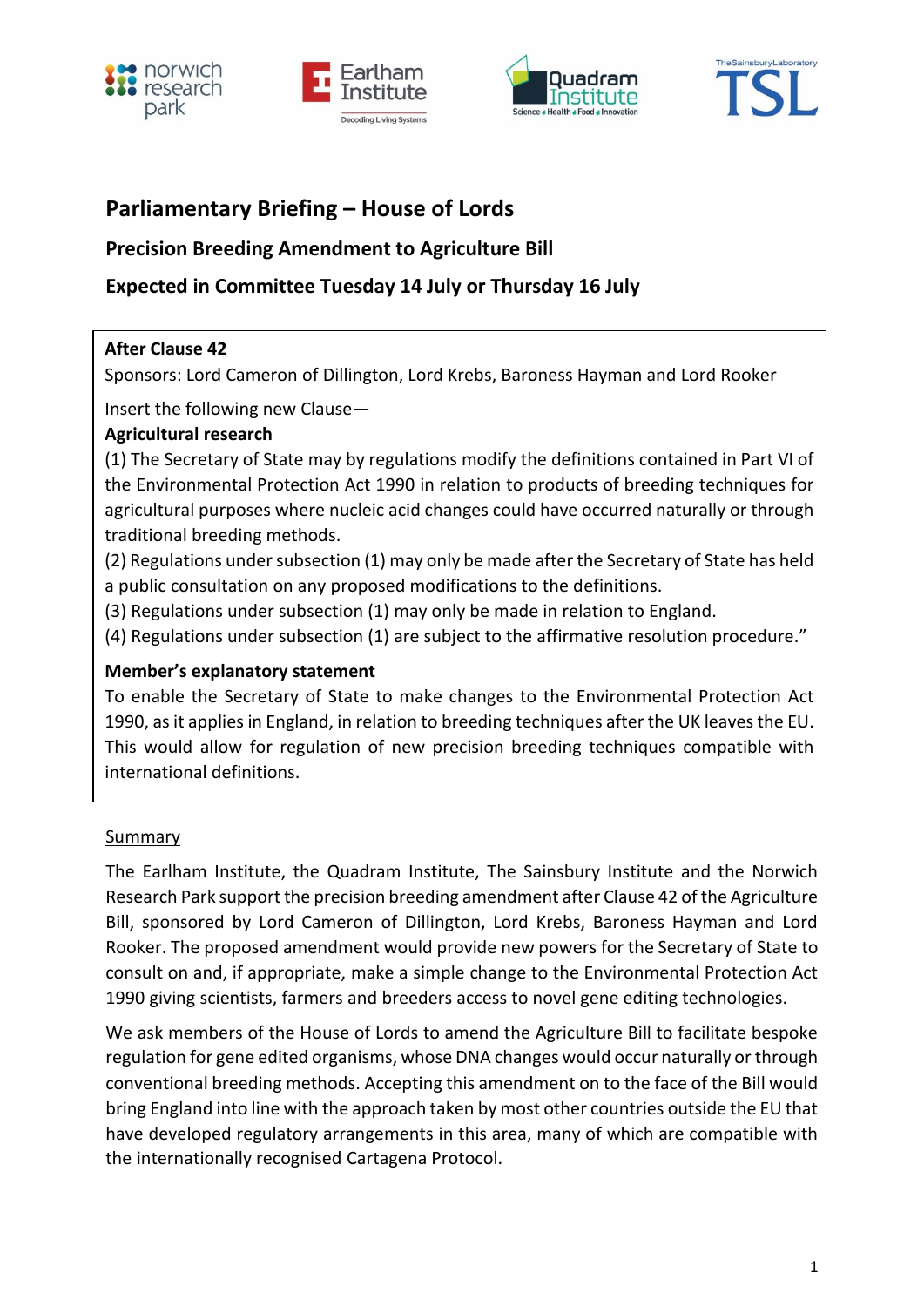# Parliamentary Briefing – House of Lords

## Precision Breeding Amendment to Agriculture Bill

## Expected in Committee Tuesday 14 July or Thursday 16 July

**After Clause 42**

Sponsors: Lord Cameron of Dillington, Lord Krebs, Baroness Hayman and Lord Rooker

Insert the following new Clause—

**Agricultural research**

(1) The Secretary of State may by regulations modify the definitions contained in Part VI of the Environmental Protection Act 1990 in relation to products of breeding techniques for agricultural purposes where nucleic acid changes could have occurred naturally or through traditional breeding methods.

(2) Regulations under subsection (1) may only be made after the Secretary of State has held a public consultation on any proposed modifications to the definitions.

(3) Regulations under subsection (1) may only be made in relation to England.

(4) Regulations under subsection (1) are subject to the affirmative resolution procedure."

**Member's explanatory statement**

To enable the Secretary of State to make changes to the Environmental Protection Act 1990, as it applies in England, in relation to breeding techniques after the UK leaves the EU. This would allow for regulation of new precision breeding techniques compatible with international definitions.

### Summary

The Earlham Institute, the Quadram Institute, The Sainsbury Institute and the Norwich Research Park support the precision breeding amendment after Clause 42 of the Agriculture Bill, sponsored by Lord Cameron of Dillington, Lord Krebs, Baroness Hayman and Lord Rooker. The proposed amendment would provide new powers for the Secretary of State to consult on and, if appropriate, make a simple change to the Environmental Protection Act 1990 giving scientists, farmers and breeders access to novel gene editing technologies.

We ask members of the House of Lords to amend the Agriculture Bill to facilitate bespoke regulation for gene edited organisms, whose DNA changes would occur naturally or through conventional breeding methods. Accepting this amendment on to the face of the Bill would bring England into line with the approach taken by most other countries outside the EU that have developed regulatory arrangements in this area, many of which are compatible with the internationally recognised Cartagena Protocol.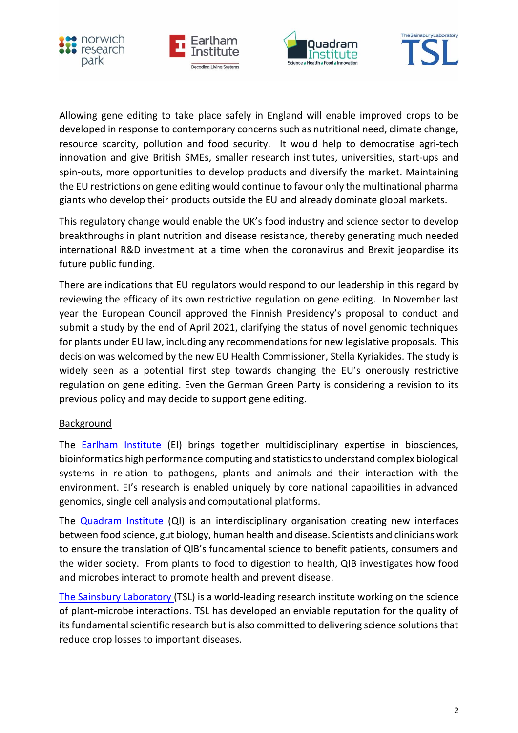Allowing gene editing to take place safely in England will enable improved crops to be developed in response to contemporary concerns such as nutritional need, climate change, resource scarcity, pollution and food security. It would help to democratise agri-tech innovation and give British SMEs, smaller research institutes, universities, start-ups and spin-outs, more opportunities to develop products and diversify the market. Maintaining the EU restrictions on gene editing would continue to favour only the multinational pharma giants who develop their products outside the EU and already dominate global markets.

This regulatory change would enable the UK's food industry and science sector to develop breakthroughs in plant nutrition and disease resistance, thereby generating much needed international R&D investment at a time when the coronavirus and Brexit jeopardise its future public funding.

There are indications that EU regulators would respond to our leadership in this regard by reviewing the efficacy of its own restrictive regulation on gene editing. In November last year the European Council approved the Finnish Presidency's proposal to conduct and submit a study by the end of April 2021, clarifying the status of novel genomic techniques for plants under EU law, including any recommendations for new legislative proposals. This decision was welcomed by the new EU Health Commissioner, Stella Kyriakides. The study is widely seen as a potential first step towards changing the EU's onerously restrictive regulation on gene editing. Even the German Green Party is considering a revision to its previous policy and may decide to support gene editing.

## Background

The Earlham Institute (EI) brings together multidisciplinary expertise in biosciences, bioinformatics high performance computing and statistics to understand complex biological systems in relation to pathogens, plants and animals and their interaction with the environment. EI's research is enabled uniquely by core national capabilities in advanced genomics, single cell analysis and computational platforms.

The Quadram Institute (QI) is an interdisciplinary organisation creating new interfaces between food science, gut biology, human health and disease. Scientists and clinicians work to ensure the translation of QIB's fundamental science to benefit patients, consumers and the wider society. From plants to food to digestion to health, QIB investigates how food and microbes interact to promote health and prevent disease.

The Sainsbury Laboratory (TSL) is a world-leading research institute working on the science of plant-microbe interactions. TSL has developed an enviable reputation for the quality of its fundamental scientific research but is also committed to delivering science solutions that reduce crop losses to important diseases.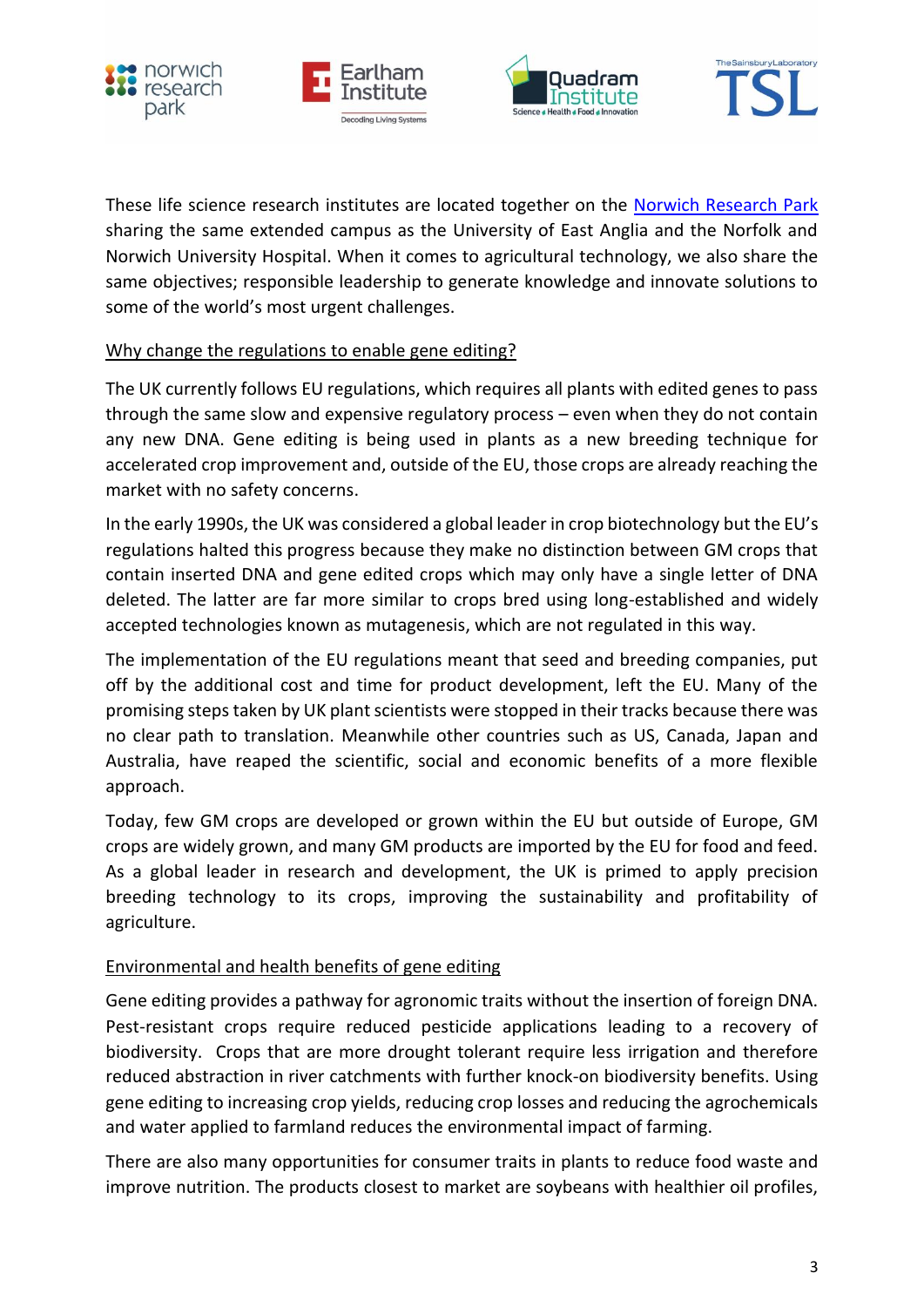These life science research institutes are located together on the Norwich Research Park sharing the same extended campus as the University of East Anglia and the Norfolk and Norwich University Hospital. When it comes to agricultural technology, we also share the same objectives; responsible leadership to generate knowledge and innovate solutions to some of the world's most urgent challenges.

## Why change the regulations to enable gene editing?

The UK currently follows EU regulations, which requires all plants with edited genes to pass through the same slow and expensive regulatory process – even when they do not contain any new DNA. Gene editing is being used in plants as a new breeding technique for accelerated crop improvement and, outside of the EU, those crops are already reaching the market with no safety concerns.

In the early 1990s, the UK was considered a global leader in crop biotechnology but the EU's regulations halted this progress because they make no distinction between GM crops that contain inserted DNA and gene edited crops which may only have a single letter of DNA deleted. The latter are far more similar to crops bred using long-established and widely accepted technologies known as mutagenesis, which are not regulated in this way.

The implementation of the EU regulations meant that seed and breeding companies, put off by the additional cost and time for product development, left the EU. Many of the promising steps taken by UK plant scientists were stopped in their tracks because there was no clear path to translation. Meanwhile other countries such as US, Canada, Japan and Australia, have reaped the scientific, social and economic benefits of a more flexible approach.

Today, few GM crops are developed or grown within the EU but outside of Europe, GM crops are widely grown, and many GM products are imported by the EU for food and feed. As a global leader in research and development, the UK is primed to apply precision breeding technology to its crops, improving the sustainability and profitability of agriculture.

## Environmental and health benefits of gene editing

Gene editing provides a pathway for agronomic traits without the insertion of foreign DNA. Pest-resistant crops require reduced pesticide applications leading to a recovery of biodiversity. Crops that are more drought tolerant require less irrigation and therefore reduced abstraction in river catchments with further knock-on biodiversity benefits. Using gene editing to increasing crop yields, reducing crop losses and reducing the agrochemicals and water applied to farmland reduces the environmental impact of farming.

There are also many opportunities for consumer traits in plants to reduce food waste and improve nutrition. The products closest to market are soybeans with healthier oil profiles,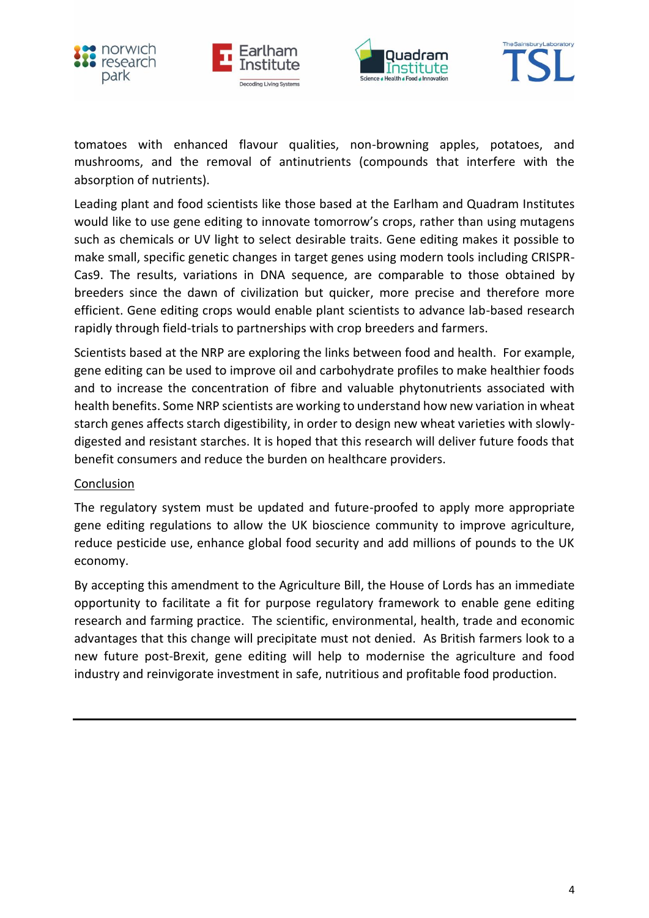tomatoes with enhanced flavour qualities, non-browning apples, potatoes, and mushrooms, and the removal of antinutrients (compounds that interfere with the absorption of nutrients).

Leading plant and food scientists like those based at the Earlham and Quadram Institutes would like to use gene editing to innovate tomorrow's crops, rather than using mutagens such as chemicals or UV light to select desirable traits. Gene editing makes it possible to make small, specific genetic changes in target genes using modern tools including CRISPR-Cas9. The results, variations in DNA sequence, are comparable to those obtained by breeders since the dawn of civilization but quicker, more precise and therefore more efficient. Gene editing crops would enable plant scientists to advance lab-based research rapidly through field-trials to partnerships with crop breeders and farmers.

Scientists based at the NRP are exploring the links between food and health. For example, gene editing can be used to improve oil and carbohydrate profiles to make healthier foods and to increase the concentration of fibre and valuable phytonutrients associated with health benefits. Some NRP scientists are working to understand how new variation in wheat starch genes affects starch digestibility, in order to design new wheat varieties with slowly-digested and resistant starches. It is hoped that this research will deliver future foods that benefit consumers and reduce the burden on healthcare providers.

<u>Conclusion</u>

The regulatory system must be updated and future-proofed to apply more appropriate gene editing regulations to allow the UK bioscience community to improve agriculture, reduce pesticide use, enhance global food security and add millions of pounds to the UK economy.

By accepting this amendment to the Agriculture Bill, the House of Lords has an immediate opportunity to facilitate a fit for purpose regulatory framework to enable gene editing research and farming practice. The scientific, environmental, health, trade and economic advantages that this change will precipitate must not denied. As British farmers look to a new future post-Brexit, gene editing will help to modernise the agriculture and food industry and reinvigorate investment in safe, nutritious and profitable food production.